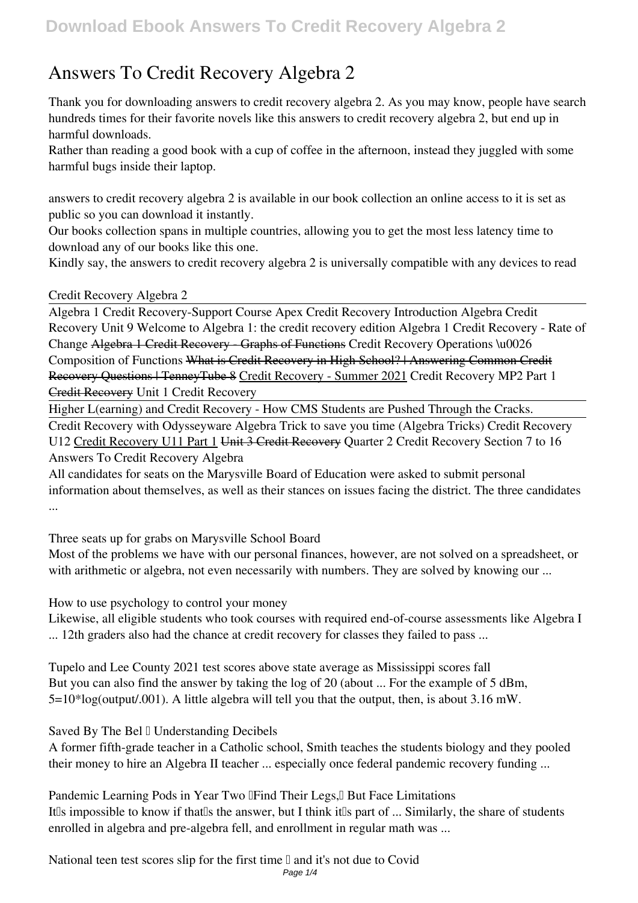# Answers To Credit Recovery Algebra 2

Thank you for downloading answers to credit recovery algebra 2. As you may know, people have search hundreds times for their favorite novels like this answers to credit recovery algebra 2, but end up in harmful downloads.

Rather than reading a good book with a cup of coffee in the afternoon, instead they juggled with some harmful bugs inside their laptop.

answers to credit recovery algebra 2 is available in our book collection an online access to it is set as public so you can download it instantly.

Our books collection spans in multiple countries, allowing you to get the most less latency time to download any of our books like this one.

Kindly say, the answers to credit recovery algebra 2 is universally compatible with any devices to read

Credit Recovery Algebra 2

Algebra 1 Credit Recovery-Support Course Apex Credit Recovery Introduction Algebra Credit Recovery Unit 9 Welcome to Algebra 1: the credit recovery edition Algebra 1 Credit Recovery - Rate of Change ~~Algebra 1 Credit Recovery - Graphs of Functions~~ Credit Recovery Operations \u0026 Composition of Functions ~~What is Credit Recovery in High School? | Answering Common Credit Recovery Questions | TenneyTube 8~~ Credit Recovery - Summer 2021 Credit Recovery MP2 Part 1 ~~Credit Recovery~~ Unit 1 Credit Recovery

Higher L(earning) and Credit Recovery - How CMS Students are Pushed Through the Cracks.

Credit Recovery with Odysseyware Algebra Trick to save you time (Algebra Tricks) Credit Recovery U12 Credit Recovery U11 Part 1 ~~Unit 3 Credit Recovery~~ Quarter 2 Credit Recovery Section 7 to 16

Answers To Credit Recovery Algebra

All candidates for seats on the Marysville Board of Education were asked to submit personal information about themselves, as well as their stances on issues facing the district. The three candidates ...

Three seats up for grabs on Marysville School Board

Most of the problems we have with our personal finances, however, are not solved on a spreadsheet, or with arithmetic or algebra, not even necessarily with numbers. They are solved by knowing our ...

How to use psychology to control your money

Likewise, all eligible students who took courses with required end-of-course assessments like Algebra I ... 12th graders also had the chance at credit recovery for classes they failed to pass ...

Tupelo and Lee County 2021 test scores above state average as Mississippi scores fall

But you can also find the answer by taking the log of 20 (about ... For the example of 5 dBm, 5=10*log(output/.001). A little algebra will tell you that the output, then, is about 3.16 mW.

Saved By The Bel – Understanding Decibels

A former fifth-grade teacher in a Catholic school, Smith teaches the students biology and they pooled their money to hire an Algebra II teacher ... especially once federal pandemic recovery funding ...

Pandemic Learning Pods in Year Two 'Find Their Legs,' But Face Limitations

It's impossible to know if that's the answer, but I think it's part of ... Similarly, the share of students enrolled in algebra and pre-algebra fell, and enrollment in regular math was ...

National teen test scores slip for the first time – and it's not due to Covid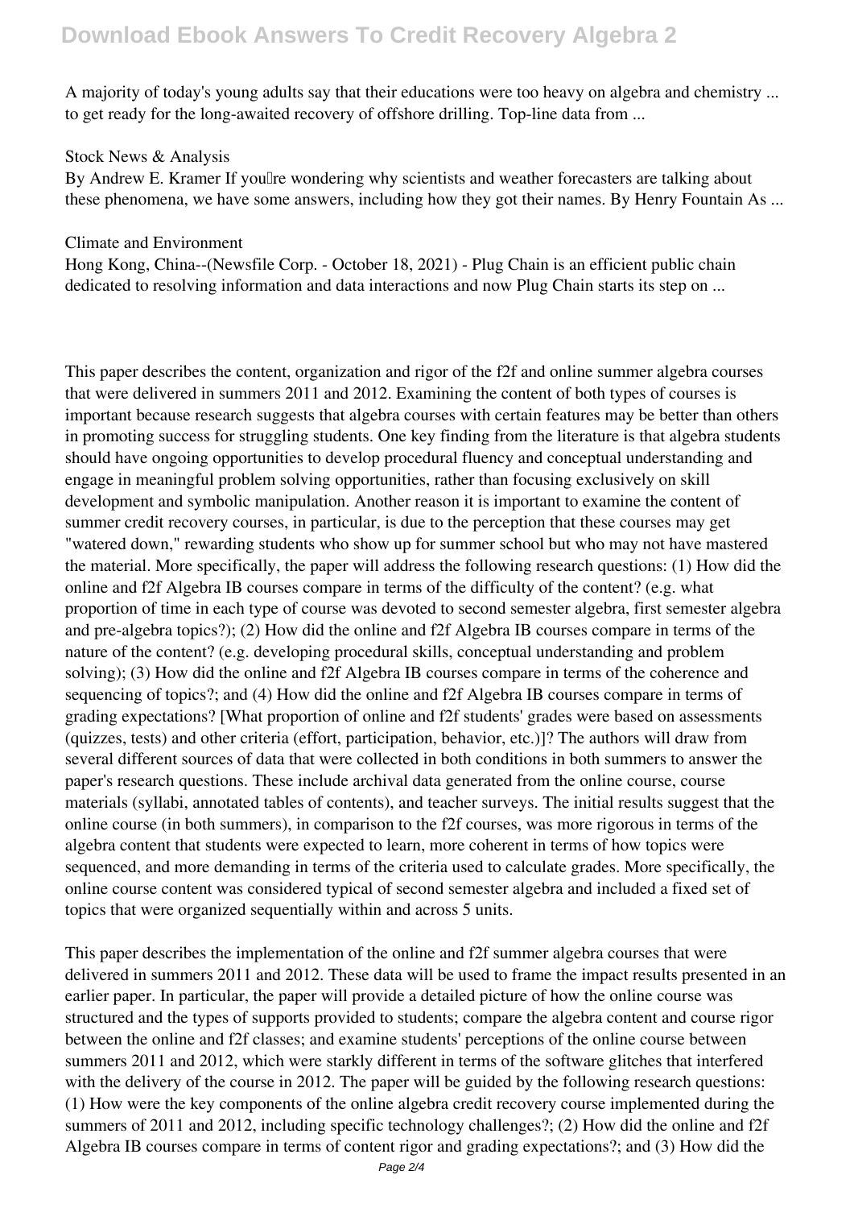A majority of today's young adults say that their educations were too heavy on algebra and chemistry ... to get ready for the long-awaited recovery of offshore drilling. Top-line data from ...

Stock News & Analysis

By Andrew E. Kramer If you're wondering why scientists and weather forecasters are talking about these phenomena, we have some answers, including how they got their names. By Henry Fountain As ...

Climate and Environment

Hong Kong, China--(Newsfile Corp. - October 18, 2021) - Plug Chain is an efficient public chain dedicated to resolving information and data interactions and now Plug Chain starts its step on ...

This paper describes the content, organization and rigor of the f2f and online summer algebra courses that were delivered in summers 2011 and 2012. Examining the content of both types of courses is important because research suggests that algebra courses with certain features may be better than others in promoting success for struggling students. One key finding from the literature is that algebra students should have ongoing opportunities to develop procedural fluency and conceptual understanding and engage in meaningful problem solving opportunities, rather than focusing exclusively on skill development and symbolic manipulation. Another reason it is important to examine the content of summer credit recovery courses, in particular, is due to the perception that these courses may get "watered down," rewarding students who show up for summer school but who may not have mastered the material. More specifically, the paper will address the following research questions: (1) How did the online and f2f Algebra IB courses compare in terms of the difficulty of the content? (e.g. what proportion of time in each type of course was devoted to second semester algebra, first semester algebra and pre-algebra topics?); (2) How did the online and f2f Algebra IB courses compare in terms of the nature of the content? (e.g. developing procedural skills, conceptual understanding and problem solving); (3) How did the online and f2f Algebra IB courses compare in terms of the coherence and sequencing of topics?; and (4) How did the online and f2f Algebra IB courses compare in terms of grading expectations? [What proportion of online and f2f students' grades were based on assessments (quizzes, tests) and other criteria (effort, participation, behavior, etc.)]? The authors will draw from several different sources of data that were collected in both conditions in both summers to answer the paper's research questions. These include archival data generated from the online course, course materials (syllabi, annotated tables of contents), and teacher surveys. The initial results suggest that the online course (in both summers), in comparison to the f2f courses, was more rigorous in terms of the algebra content that students were expected to learn, more coherent in terms of how topics were sequenced, and more demanding in terms of the criteria used to calculate grades. More specifically, the online course content was considered typical of second semester algebra and included a fixed set of topics that were organized sequentially within and across 5 units.

This paper describes the implementation of the online and f2f summer algebra courses that were delivered in summers 2011 and 2012. These data will be used to frame the impact results presented in an earlier paper. In particular, the paper will provide a detailed picture of how the online course was structured and the types of supports provided to students; compare the algebra content and course rigor between the online and f2f classes; and examine students' perceptions of the online course between summers 2011 and 2012, which were starkly different in terms of the software glitches that interfered with the delivery of the course in 2012. The paper will be guided by the following research questions: (1) How were the key components of the online algebra credit recovery course implemented during the summers of 2011 and 2012, including specific technology challenges?; (2) How did the online and f2f Algebra IB courses compare in terms of content rigor and grading expectations?; and (3) How did the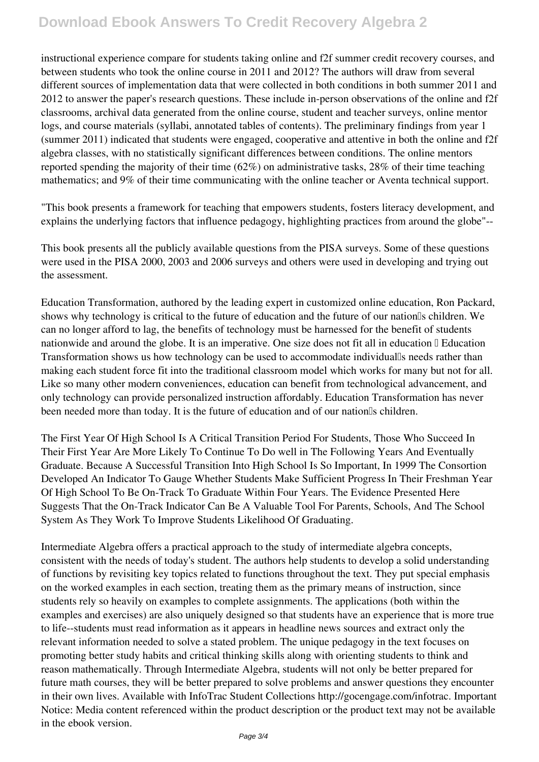instructional experience compare for students taking online and f2f summer credit recovery courses, and between students who took the online course in 2011 and 2012? The authors will draw from several different sources of implementation data that were collected in both conditions in both summer 2011 and 2012 to answer the paper's research questions. These include in-person observations of the online and f2f classrooms, archival data generated from the online course, student and teacher surveys, online mentor logs, and course materials (syllabi, annotated tables of contents). The preliminary findings from year 1 (summer 2011) indicated that students were engaged, cooperative and attentive in both the online and f2f algebra classes, with no statistically significant differences between conditions. The online mentors reported spending the majority of their time (62%) on administrative tasks, 28% of their time teaching mathematics; and 9% of their time communicating with the online teacher or Aventa technical support.

"This book presents a framework for teaching that empowers students, fosters literacy development, and explains the underlying factors that influence pedagogy, highlighting practices from around the globe"--

This book presents all the publicly available questions from the PISA surveys. Some of these questions were used in the PISA 2000, 2003 and 2006 surveys and others were used in developing and trying out the assessment.

Education Transformation, authored by the leading expert in customized online education, Ron Packard, shows why technology is critical to the future of education and the future of our nation's children. We can no longer afford to lag, the benefits of technology must be harnessed for the benefit of students nationwide and around the globe. It is an imperative. One size does not fit all in education – Education Transformation shows us how technology can be used to accommodate individual's needs rather than making each student force fit into the traditional classroom model which works for many but not for all. Like so many other modern conveniences, education can benefit from technological advancement, and only technology can provide personalized instruction affordably. Education Transformation has never been needed more than today. It is the future of education and of our nation's children.

The First Year Of High School Is A Critical Transition Period For Students, Those Who Succeed In Their First Year Are More Likely To Continue To Do well in The Following Years And Eventually Graduate. Because A Successful Transition Into High School Is So Important, In 1999 The Consortion Developed An Indicator To Gauge Whether Students Make Sufficient Progress In Their Freshman Year Of High School To Be On-Track To Graduate Within Four Years. The Evidence Presented Here Suggests That the On-Track Indicator Can Be A Valuable Tool For Parents, Schools, And The School System As They Work To Improve Students Likelihood Of Graduating.

Intermediate Algebra offers a practical approach to the study of intermediate algebra concepts, consistent with the needs of today's student. The authors help students to develop a solid understanding of functions by revisiting key topics related to functions throughout the text. They put special emphasis on the worked examples in each section, treating them as the primary means of instruction, since students rely so heavily on examples to complete assignments. The applications (both within the examples and exercises) are also uniquely designed so that students have an experience that is more true to life--students must read information as it appears in headline news sources and extract only the relevant information needed to solve a stated problem. The unique pedagogy in the text focuses on promoting better study habits and critical thinking skills along with orienting students to think and reason mathematically. Through Intermediate Algebra, students will not only be better prepared for future math courses, they will be better prepared to solve problems and answer questions they encounter in their own lives. Available with InfoTrac Student Collections http://gocengage.com/infotrac. Important Notice: Media content referenced within the product description or the product text may not be available in the ebook version.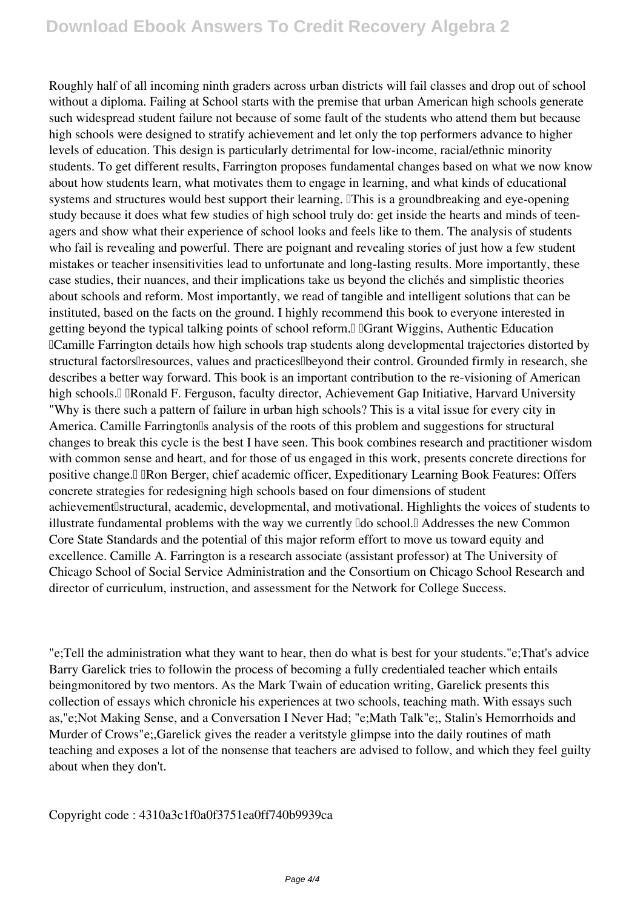Roughly half of all incoming ninth graders across urban districts will fail classes and drop out of school without a diploma. Failing at School starts with the premise that urban American high schools generate such widespread student failure not because of some fault of the students who attend them but because high schools were designed to stratify achievement and let only the top performers advance to higher levels of education. This design is particularly detrimental for low-income, racial/ethnic minority students. To get different results, Farrington proposes fundamental changes based on what we now know about how students learn, what motivates them to engage in learning, and what kinds of educational systems and structures would best support their learning. "This is a groundbreaking and eye-opening study because it does what few studies of high school truly do: get inside the hearts and minds of teen-agers and show what their experience of school looks and feels like to them. The analysis of students who fail is revealing and powerful. There are poignant and revealing stories of just how a few student mistakes or teacher insensitivities lead to unfortunate and long-lasting results. More importantly, these case studies, their nuances, and their implications take us beyond the clichés and simplistic theories about schools and reform. Most importantly, we read of tangible and intelligent solutions that can be instituted, based on the facts on the ground. I highly recommend this book to everyone interested in getting beyond the typical talking points of school reform." —Grant Wiggins, Authentic Education "Camille Farrington details how high schools trap students along developmental trajectories distorted by structural factors—resources, values and practices—beyond their control. Grounded firmly in research, she describes a better way forward. This book is an important contribution to the re-visioning of American high schools." —Ronald F. Ferguson, faculty director, Achievement Gap Initiative, Harvard University "Why is there such a pattern of failure in urban high schools? This is a vital issue for every city in America. Camille Farrington's analysis of the roots of this problem and suggestions for structural changes to break this cycle is the best I have seen. This book combines research and practitioner wisdom with common sense and heart, and for those of us engaged in this work, presents concrete directions for positive change." —Ron Berger, chief academic officer, Expeditionary Learning Book Features: Offers concrete strategies for redesigning high schools based on four dimensions of student achievement—structural, academic, developmental, and motivational. Highlights the voices of students to illustrate fundamental problems with the way we currently "do school." Addresses the new Common Core State Standards and the potential of this major reform effort to move us toward equity and excellence. Camille A. Farrington is a research associate (assistant professor) at The University of Chicago School of Social Service Administration and the Consortium on Chicago School Research and director of curriculum, instruction, and assessment for the Network for College Success.

"e;Tell the administration what they want to hear, then do what is best for your students."e;That's advice Barry Garelick tries to followin the process of becoming a fully credentialed teacher which entails beingmonitored by two mentors. As the Mark Twain of education writing, Garelick presents this collection of essays which chronicle his experiences at two schools, teaching math. With essays such as,"e;Not Making Sense, and a Conversation I Never Had; "e;Math Talk"e;, Stalin's Hemorrhoids and Murder of Crows"e;,Garelick gives the reader a veritstyle glimpse into the daily routines of math teaching and exposes a lot of the nonsense that teachers are advised to follow, and which they feel guilty about when they don't.

Copyright code : 4310a3c1f0a0f3751ea0ff740b9939ca